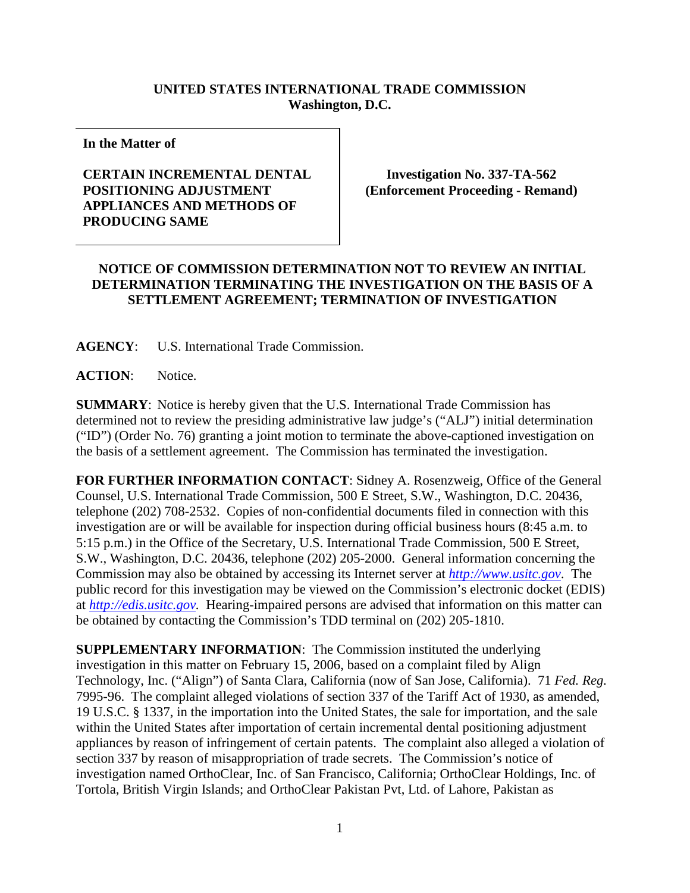**UNITED STATES INTERNATIONAL TRADE COMMISSION**
**Washington, D.C.**

| In the Matter of<br><br>**CERTAIN INCREMENTAL DENTAL POSITIONING ADJUSTMENT APPLIANCES AND METHODS OF PRODUCING SAME** | **Investigation No. 337-TA-562 (Enforcement Proceeding - Remand)** |
|---|---|

## NOTICE OF COMMISSION DETERMINATION NOT TO REVIEW AN INITIAL DETERMINATION TERMINATING THE INVESTIGATION ON THE BASIS OF A SETTLEMENT AGREEMENT; TERMINATION OF INVESTIGATION

**AGENCY**: U.S. International Trade Commission.

**ACTION**: Notice.

**SUMMARY**: Notice is hereby given that the U.S. International Trade Commission has determined not to review the presiding administrative law judge's ("ALJ") initial determination ("ID") (Order No. 76) granting a joint motion to terminate the above-captioned investigation on the basis of a settlement agreement. The Commission has terminated the investigation.

**FOR FURTHER INFORMATION CONTACT**: Sidney A. Rosenzweig, Office of the General Counsel, U.S. International Trade Commission, 500 E Street, S.W., Washington, D.C. 20436, telephone (202) 708-2532. Copies of non-confidential documents filed in connection with this investigation are or will be available for inspection during official business hours (8:45 a.m. to 5:15 p.m.) in the Office of the Secretary, U.S. International Trade Commission, 500 E Street, S.W., Washington, D.C. 20436, telephone (202) 205-2000. General information concerning the Commission may also be obtained by accessing its Internet server at *http://www.usitc.gov*. The public record for this investigation may be viewed on the Commission's electronic docket (EDIS) at *http://edis.usitc.gov*. Hearing-impaired persons are advised that information on this matter can be obtained by contacting the Commission's TDD terminal on (202) 205-1810.

**SUPPLEMENTARY INFORMATION**: The Commission instituted the underlying investigation in this matter on February 15, 2006, based on a complaint filed by Align Technology, Inc. ("Align") of Santa Clara, California (now of San Jose, California). 71 *Fed. Reg.* 7995-96. The complaint alleged violations of section 337 of the Tariff Act of 1930, as amended, 19 U.S.C. § 1337, in the importation into the United States, the sale for importation, and the sale within the United States after importation of certain incremental dental positioning adjustment appliances by reason of infringement of certain patents. The complaint also alleged a violation of section 337 by reason of misappropriation of trade secrets. The Commission's notice of investigation named OrthoClear, Inc. of San Francisco, California; OrthoClear Holdings, Inc. of Tortola, British Virgin Islands; and OrthoClear Pakistan Pvt, Ltd. of Lahore, Pakistan as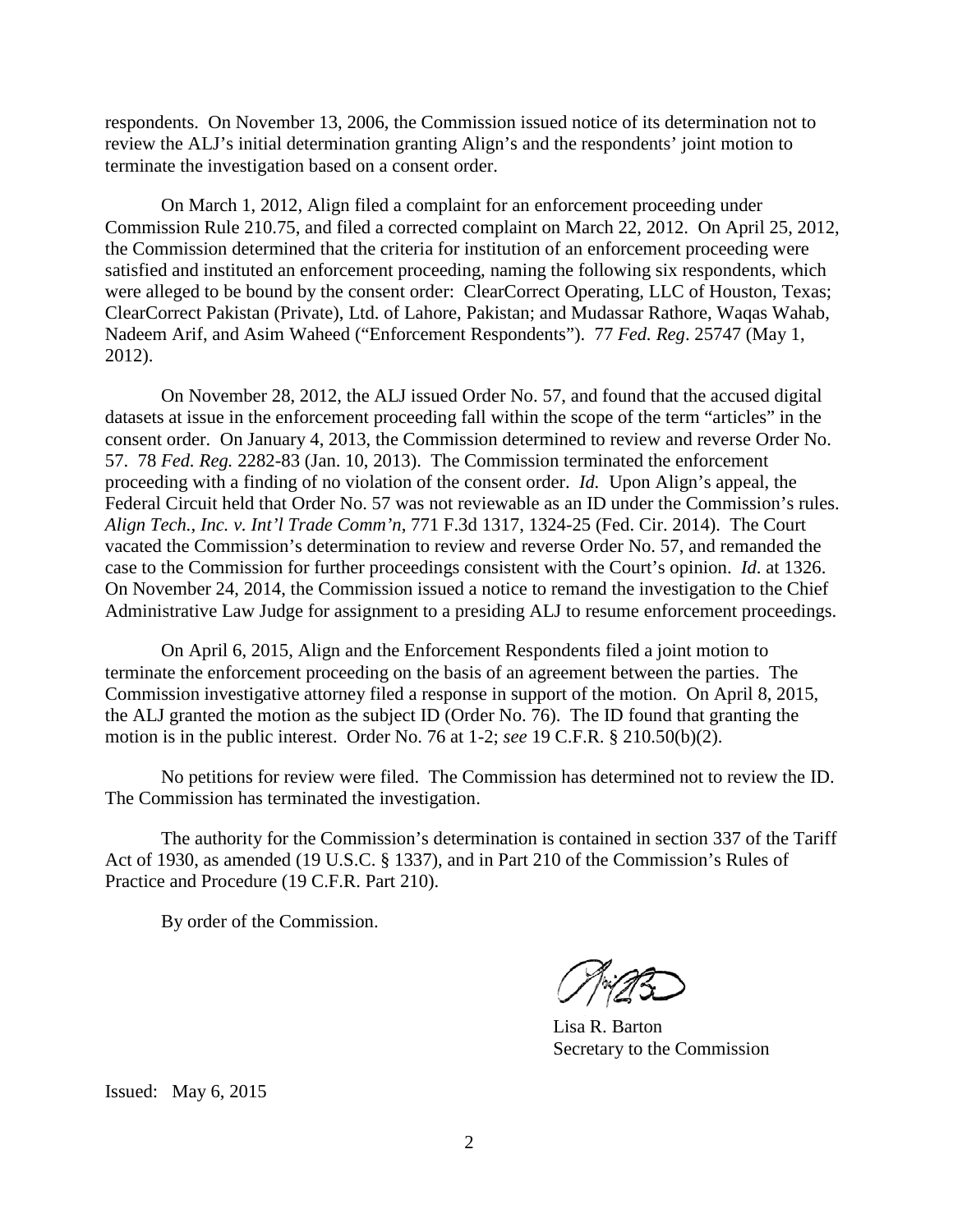respondents. On November 13, 2006, the Commission issued notice of its determination not to review the ALJ's initial determination granting Align's and the respondents' joint motion to terminate the investigation based on a consent order.

On March 1, 2012, Align filed a complaint for an enforcement proceeding under Commission Rule 210.75, and filed a corrected complaint on March 22, 2012. On April 25, 2012, the Commission determined that the criteria for institution of an enforcement proceeding were satisfied and instituted an enforcement proceeding, naming the following six respondents, which were alleged to be bound by the consent order: ClearCorrect Operating, LLC of Houston, Texas; ClearCorrect Pakistan (Private), Ltd. of Lahore, Pakistan; and Mudassar Rathore, Waqas Wahab, Nadeem Arif, and Asim Waheed ("Enforcement Respondents"). 77 *Fed. Reg*. 25747 (May 1, 2012).

On November 28, 2012, the ALJ issued Order No. 57, and found that the accused digital datasets at issue in the enforcement proceeding fall within the scope of the term "articles" in the consent order. On January 4, 2013, the Commission determined to review and reverse Order No. 57. 78 *Fed. Reg.* 2282-83 (Jan. 10, 2013). The Commission terminated the enforcement proceeding with a finding of no violation of the consent order. *Id.* Upon Align's appeal, the Federal Circuit held that Order No. 57 was not reviewable as an ID under the Commission's rules. *Align Tech., Inc. v. Int'l Trade Comm'n*, 771 F.3d 1317, 1324-25 (Fed. Cir. 2014). The Court vacated the Commission's determination to review and reverse Order No. 57, and remanded the case to the Commission for further proceedings consistent with the Court's opinion. *Id.* at 1326. On November 24, 2014, the Commission issued a notice to remand the investigation to the Chief Administrative Law Judge for assignment to a presiding ALJ to resume enforcement proceedings.

On April 6, 2015, Align and the Enforcement Respondents filed a joint motion to terminate the enforcement proceeding on the basis of an agreement between the parties. The Commission investigative attorney filed a response in support of the motion. On April 8, 2015, the ALJ granted the motion as the subject ID (Order No. 76). The ID found that granting the motion is in the public interest. Order No. 76 at 1-2; *see* 19 C.F.R. § 210.50(b)(2).

No petitions for review were filed. The Commission has determined not to review the ID. The Commission has terminated the investigation.

The authority for the Commission's determination is contained in section 337 of the Tariff Act of 1930, as amended (19 U.S.C. § 1337), and in Part 210 of the Commission's Rules of Practice and Procedure (19 C.F.R. Part 210).

By order of the Commission.

Lisa R. Barton
Secretary to the Commission

Issued: May 6, 2015